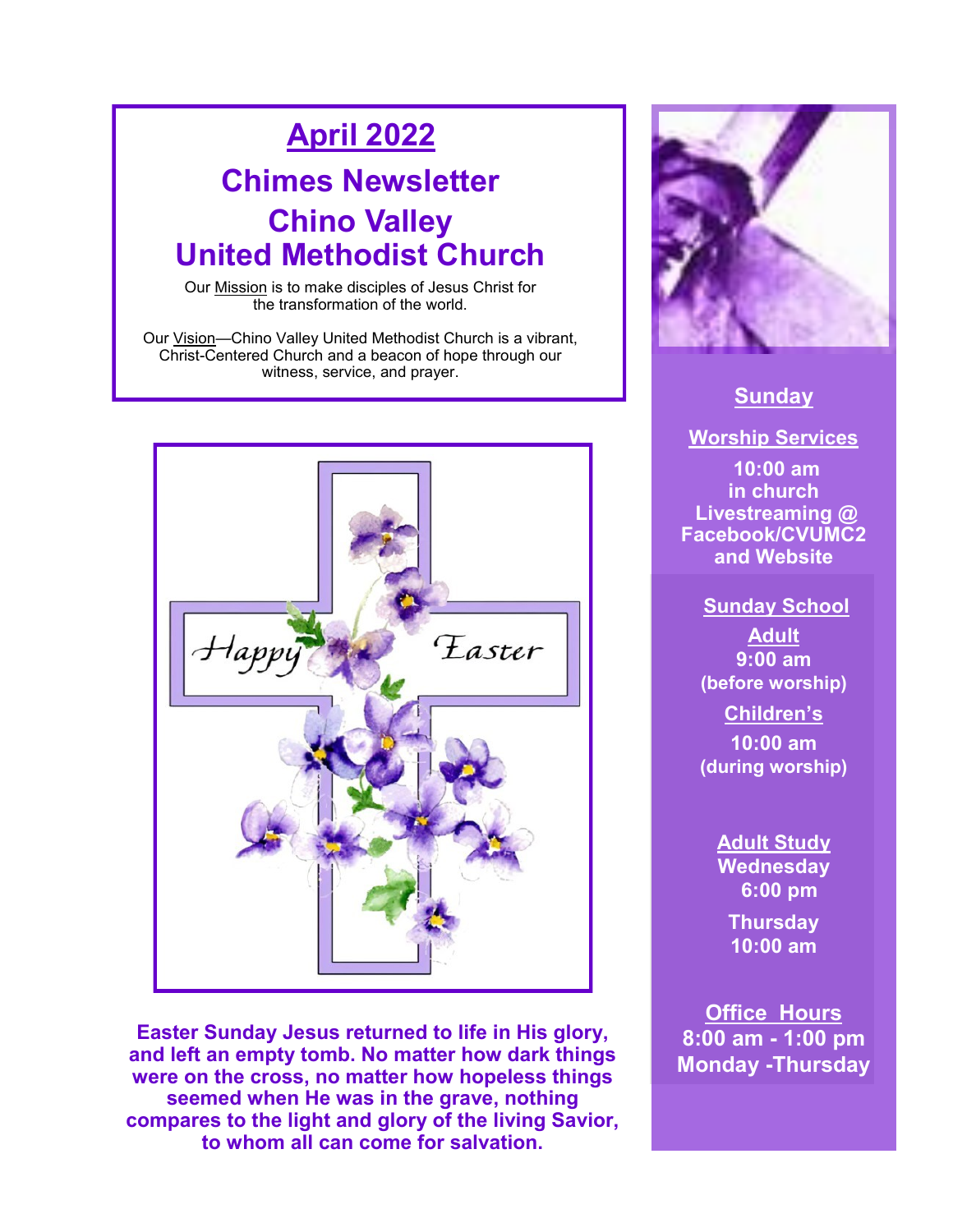# April 2022

## Chimes Newsletter

## Chino Valley United Methodist Church

Our Mission is to make disciples of Jesus Christ for the transformation of the world.

Our Vision—Chino Valley United Methodist Church is a vibrant, Christ-Centered Church and a beacon of hope through our witness, service, and prayer.

Happy Easter

**Easter Sunday Jesus returned to life in His glory, and left an empty tomb. No matter how dark things were on the cross, no matter how hopeless things seemed when He was in the grave, nothing compares to the light and glory of the living Savior, to whom all can come for salvation.**

### Sunday

**Worship Services**
10:00 am
in church
Livestreaming @ Facebook/CVUMC2 and Website

**Sunday School**

**Adult**
9:00 am
(before worship)

**Children's**
10:00 am
(during worship)

**Adult Study**
Wednesday
6:00 pm

Thursday
10:00 am

**Office Hours**
8:00 am - 1:00 pm
Monday -Thursday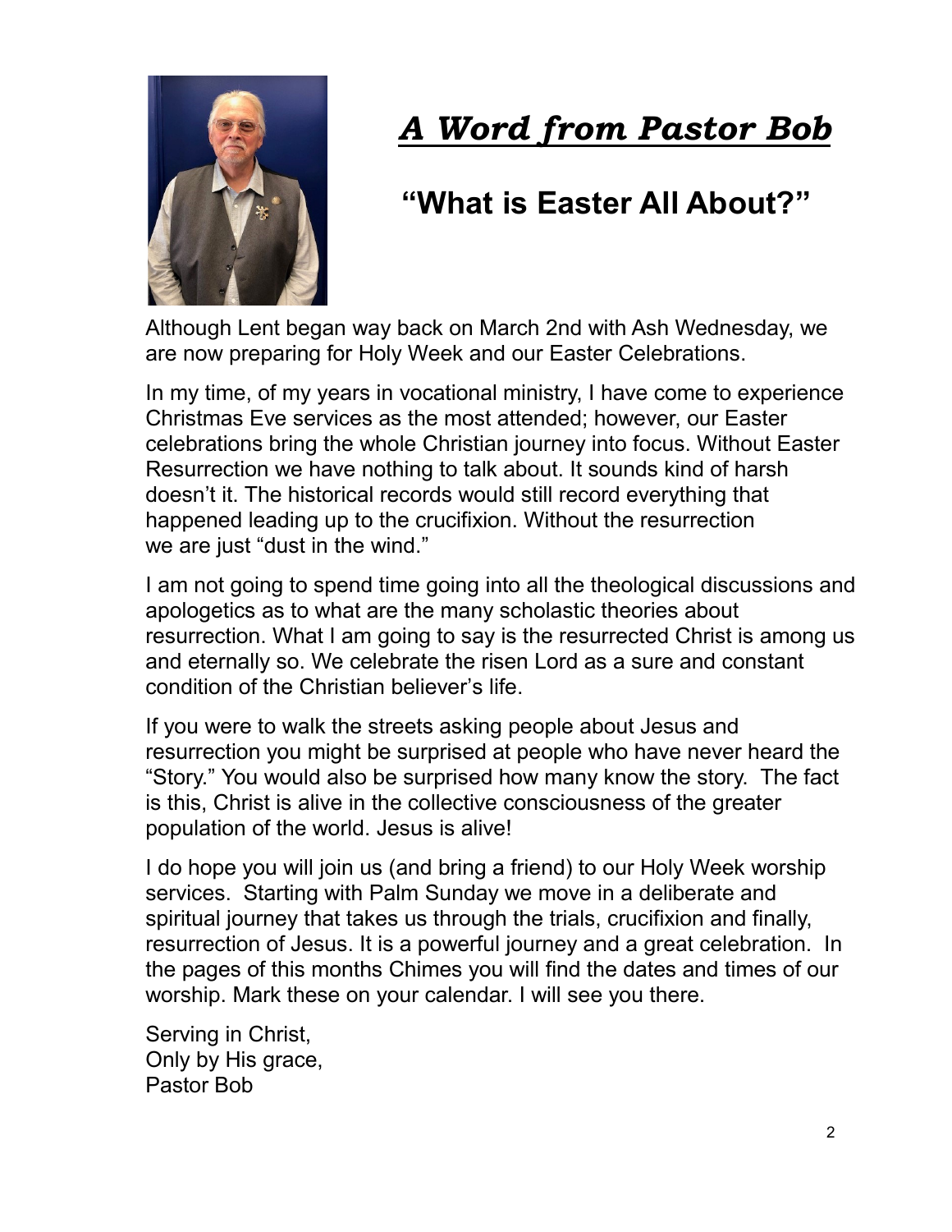# *A Word from Pastor Bob*

## "What is Easter All About?"

Although Lent began way back on March 2nd with Ash Wednesday, we are now preparing for Holy Week and our Easter Celebrations.

In my time, of my years in vocational ministry, I have come to experience Christmas Eve services as the most attended; however, our Easter celebrations bring the whole Christian journey into focus. Without Easter Resurrection we have nothing to talk about. It sounds kind of harsh doesn't it. The historical records would still record everything that happened leading up to the crucifixion. Without the resurrection we are just "dust in the wind."

I am not going to spend time going into all the theological discussions and apologetics as to what are the many scholastic theories about resurrection. What I am going to say is the resurrected Christ is among us and eternally so. We celebrate the risen Lord as a sure and constant condition of the Christian believer's life.

If you were to walk the streets asking people about Jesus and resurrection you might be surprised at people who have never heard the "Story." You would also be surprised how many know the story. The fact is this, Christ is alive in the collective consciousness of the greater population of the world. Jesus is alive!

I do hope you will join us (and bring a friend) to our Holy Week worship services. Starting with Palm Sunday we move in a deliberate and spiritual journey that takes us through the trials, crucifixion and finally, resurrection of Jesus. It is a powerful journey and a great celebration. In the pages of this months Chimes you will find the dates and times of our worship. Mark these on your calendar. I will see you there.

Serving in Christ,  
Only by His grace,  
Pastor Bob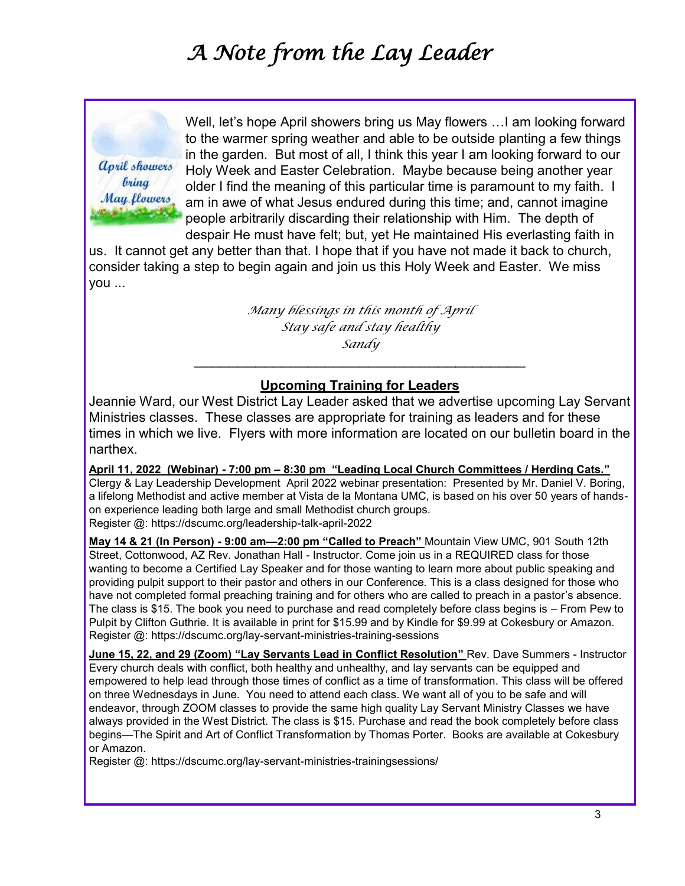# A Note from the Lay Leader

April showers bring May flowers

Well, let's hope April showers bring us May flowers …I am looking forward to the warmer spring weather and able to be outside planting a few things in the garden. But most of all, I think this year I am looking forward to our Holy Week and Easter Celebration. Maybe because being another year older I find the meaning of this particular time is paramount to my faith. I am in awe of what Jesus endured during this time; and, cannot imagine people arbitrarily discarding their relationship with Him. The depth of despair He must have felt; but, yet He maintained His everlasting faith in us. It cannot get any better than that. I hope that if you have not made it back to church, consider taking a step to begin again and join us this Holy Week and Easter. We miss you ...

*Many blessings in this month of April*
*Stay safe and stay healthy*
*Sandy*

---

## Upcoming Training for Leaders

Jeannie Ward, our West District Lay Leader asked that we advertise upcoming Lay Servant Ministries classes. These classes are appropriate for training as leaders and for these times in which we live. Flyers with more information are located on our bulletin board in the narthex.

**April 11, 2022 (Webinar) - 7:00 pm – 8:30 pm "Leading Local Church Committees / Herding Cats."** Clergy & Lay Leadership Development April 2022 webinar presentation: Presented by Mr. Daniel V. Boring, a lifelong Methodist and active member at Vista de la Montana UMC, is based on his over 50 years of hands-on experience leading both large and small Methodist church groups.
Register @: https://dscumc.org/leadership-talk-april-2022

**May 14 & 21 (In Person) - 9:00 am—2:00 pm "Called to Preach"** Mountain View UMC, 901 South 12th Street, Cottonwood, AZ Rev. Jonathan Hall - Instructor. Come join us in a REQUIRED class for those wanting to become a Certified Lay Speaker and for those wanting to learn more about public speaking and providing pulpit support to their pastor and others in our Conference. This is a class designed for those who have not completed formal preaching training and for others who are called to preach in a pastor's absence. The class is $15. The book you need to purchase and read completely before class begins is – From Pew to Pulpit by Clifton Guthrie. It is available in print for $15.99 and by Kindle for $9.99 at Cokesbury or Amazon.
Register @: https://dscumc.org/lay-servant-ministries-training-sessions

**June 15, 22, and 29 (Zoom) "Lay Servants Lead in Conflict Resolution"** Rev. Dave Summers - Instructor Every church deals with conflict, both healthy and unhealthy, and lay servants can be equipped and empowered to help lead through those times of conflict as a time of transformation. This class will be offered on three Wednesdays in June. You need to attend each class. We want all of you to be safe and will endeavor, through ZOOM classes to provide the same high quality Lay Servant Ministry Classes we have always provided in the West District. The class is $15. Purchase and read the book completely before class begins—The Spirit and Art of Conflict Transformation by Thomas Porter. Books are available at Cokesbury or Amazon.
Register @: https://dscumc.org/lay-servant-ministries-trainingsessions/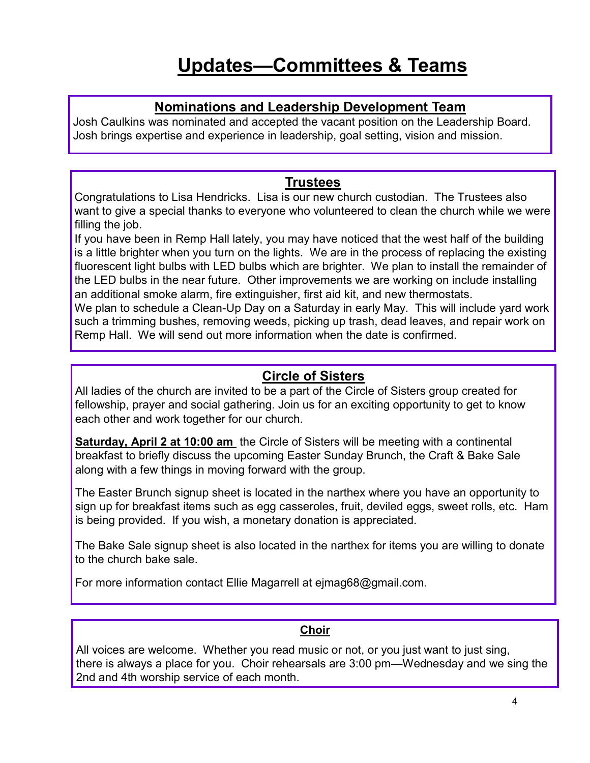# Updates—Committees & Teams

## Nominations and Leadership Development Team

Josh Caulkins was nominated and accepted the vacant position on the Leadership Board. Josh brings expertise and experience in leadership, goal setting, vision and mission.

## Trustees

Congratulations to Lisa Hendricks. Lisa is our new church custodian. The Trustees also want to give a special thanks to everyone who volunteered to clean the church while we were filling the job.

If you have been in Remp Hall lately, you may have noticed that the west half of the building is a little brighter when you turn on the lights. We are in the process of replacing the existing fluorescent light bulbs with LED bulbs which are brighter. We plan to install the remainder of the LED bulbs in the near future. Other improvements we are working on include installing an additional smoke alarm, fire extinguisher, first aid kit, and new thermostats.

We plan to schedule a Clean-Up Day on a Saturday in early May. This will include yard work such a trimming bushes, removing weeds, picking up trash, dead leaves, and repair work on Remp Hall. We will send out more information when the date is confirmed.

## Circle of Sisters

All ladies of the church are invited to be a part of the Circle of Sisters group created for fellowship, prayer and social gathering. Join us for an exciting opportunity to get to know each other and work together for our church.

**Saturday, April 2 at 10:00 am** the Circle of Sisters will be meeting with a continental breakfast to briefly discuss the upcoming Easter Sunday Brunch, the Craft & Bake Sale along with a few things in moving forward with the group.

The Easter Brunch signup sheet is located in the narthex where you have an opportunity to sign up for breakfast items such as egg casseroles, fruit, deviled eggs, sweet rolls, etc. Ham is being provided. If you wish, a monetary donation is appreciated.

The Bake Sale signup sheet is also located in the narthex for items you are willing to donate to the church bake sale.

For more information contact Ellie Magarrell at ejmag68@gmail.com.

## Choir

All voices are welcome. Whether you read music or not, or you just want to just sing, there is always a place for you. Choir rehearsals are 3:00 pm—Wednesday and we sing the 2nd and 4th worship service of each month.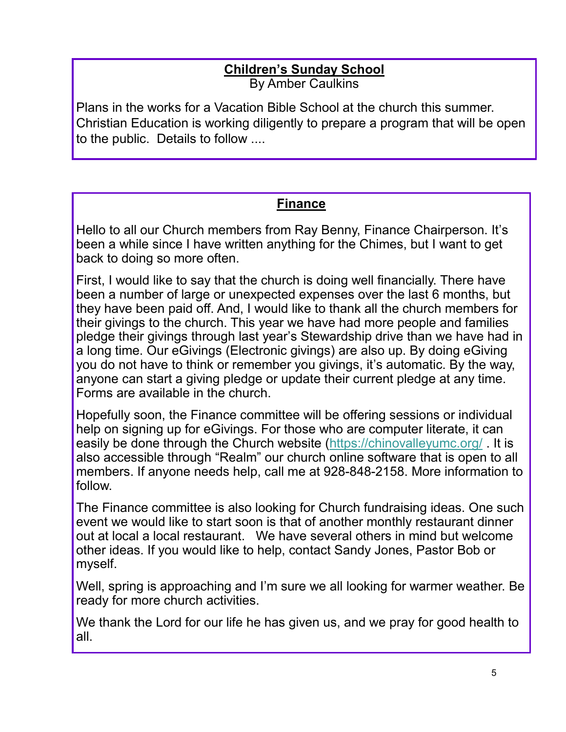## Children's Sunday School

By Amber Caulkins

Plans in the works for a Vacation Bible School at the church this summer. Christian Education is working diligently to prepare a program that will be open to the public. Details to follow ....

## Finance

Hello to all our Church members from Ray Benny, Finance Chairperson. It's been a while since I have written anything for the Chimes, but I want to get back to doing so more often.

First, I would like to say that the church is doing well financially. There have been a number of large or unexpected expenses over the last 6 months, but they have been paid off. And, I would like to thank all the church members for their givings to the church. This year we have had more people and families pledge their givings through last year's Stewardship drive than we have had in a long time. Our eGivings (Electronic givings) are also up. By doing eGiving you do not have to think or remember you givings, it's automatic. By the way, anyone can start a giving pledge or update their current pledge at any time. Forms are available in the church.

Hopefully soon, the Finance committee will be offering sessions or individual help on signing up for eGivings. For those who are computer literate, it can easily be done through the Church website (https://chinovalleyumc.org/ . It is also accessible through "Realm" our church online software that is open to all members. If anyone needs help, call me at 928-848-2158. More information to follow.

The Finance committee is also looking for Church fundraising ideas. One such event we would like to start soon is that of another monthly restaurant dinner out at local a local restaurant. We have several others in mind but welcome other ideas. If you would like to help, contact Sandy Jones, Pastor Bob or myself.

Well, spring is approaching and I'm sure we all looking for warmer weather. Be ready for more church activities.

We thank the Lord for our life he has given us, and we pray for good health to all.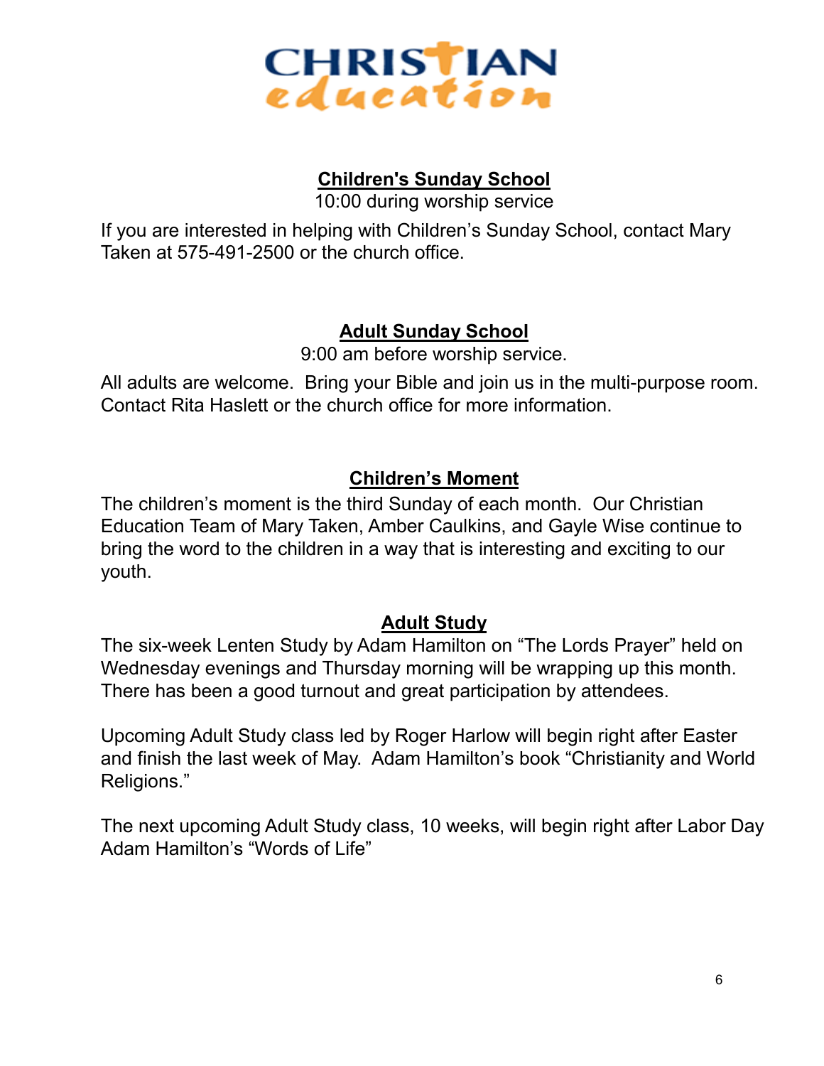# Christian Education

## Children's Sunday School

10:00 during worship service

If you are interested in helping with Children's Sunday School, contact Mary Taken at 575-491-2500 or the church office.

## Adult Sunday School

9:00 am before worship service.

All adults are welcome. Bring your Bible and join us in the multi-purpose room. Contact Rita Haslett or the church office for more information.

## Children's Moment

The children's moment is the third Sunday of each month. Our Christian Education Team of Mary Taken, Amber Caulkins, and Gayle Wise continue to bring the word to the children in a way that is interesting and exciting to our youth.

## Adult Study

The six-week Lenten Study by Adam Hamilton on "The Lords Prayer" held on Wednesday evenings and Thursday morning will be wrapping up this month. There has been a good turnout and great participation by attendees.

Upcoming Adult Study class led by Roger Harlow will begin right after Easter and finish the last week of May. Adam Hamilton's book "Christianity and World Religions."

The next upcoming Adult Study class, 10 weeks, will begin right after Labor Day Adam Hamilton's "Words of Life"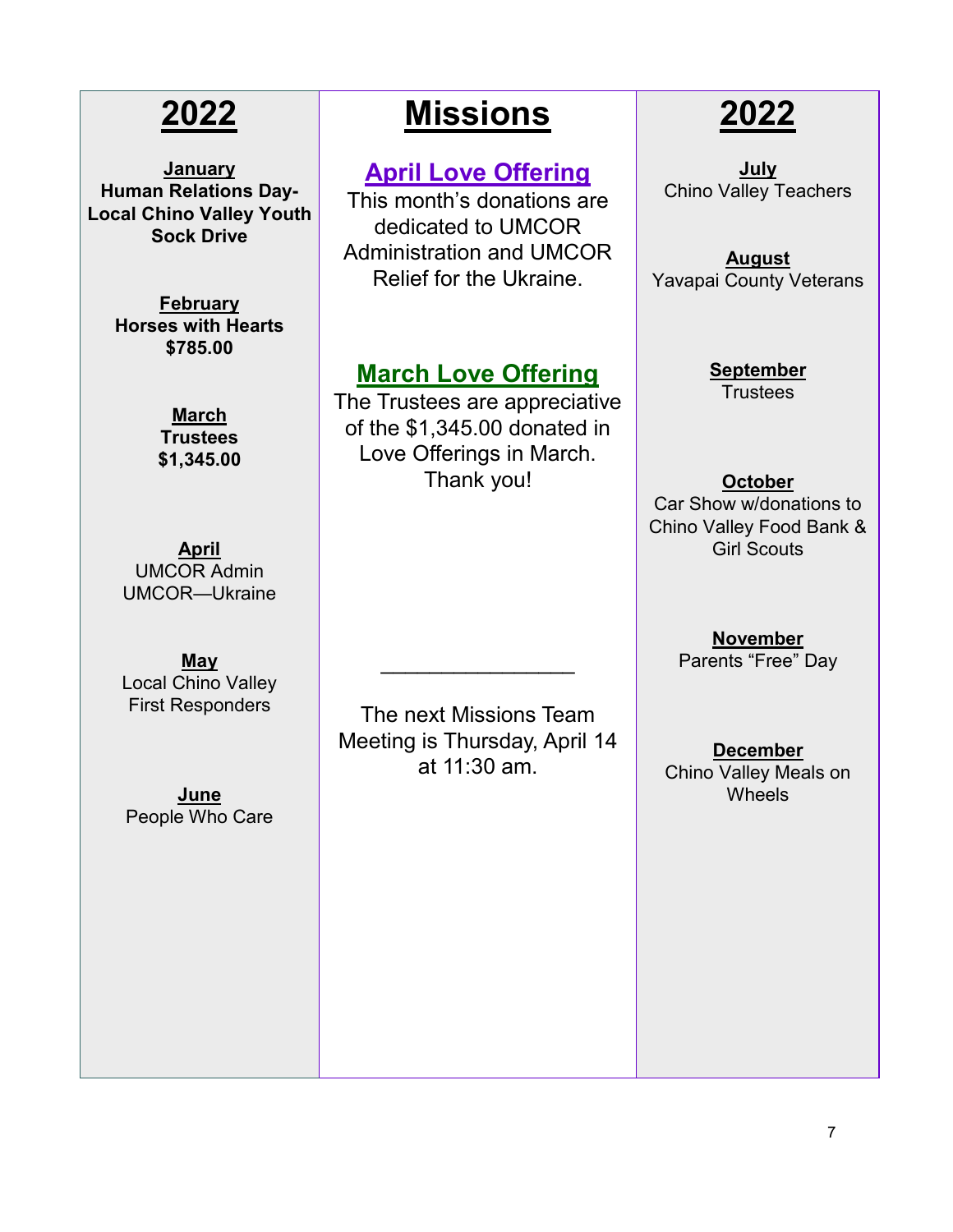# Missions

## April Love Offering

This month's donations are dedicated to UMCOR Administration and UMCOR Relief for the Ukraine.

## March Love Offering

The Trustees are appreciative of the $1,345.00 donated in Love Offerings in March. Thank you!

---

The next Missions Team Meeting is Thursday, April 14 at 11:30 am.

## 2022

**January**
**Human Relations Day- Local Chino Valley Youth Sock Drive**

**February**
**Horses with Hearts**
**$785.00**

**March**
**Trustees**
**$1,345.00**

**April**
UMCOR Admin
UMCOR—Ukraine

**May**
Local Chino Valley First Responders

**June**
People Who Care

**July**
Chino Valley Teachers

**August**
Yavapai County Veterans

**September**
Trustees

**October**
Car Show w/donations to Chino Valley Food Bank & Girl Scouts

**November**
Parents "Free" Day

**December**
Chino Valley Meals on Wheels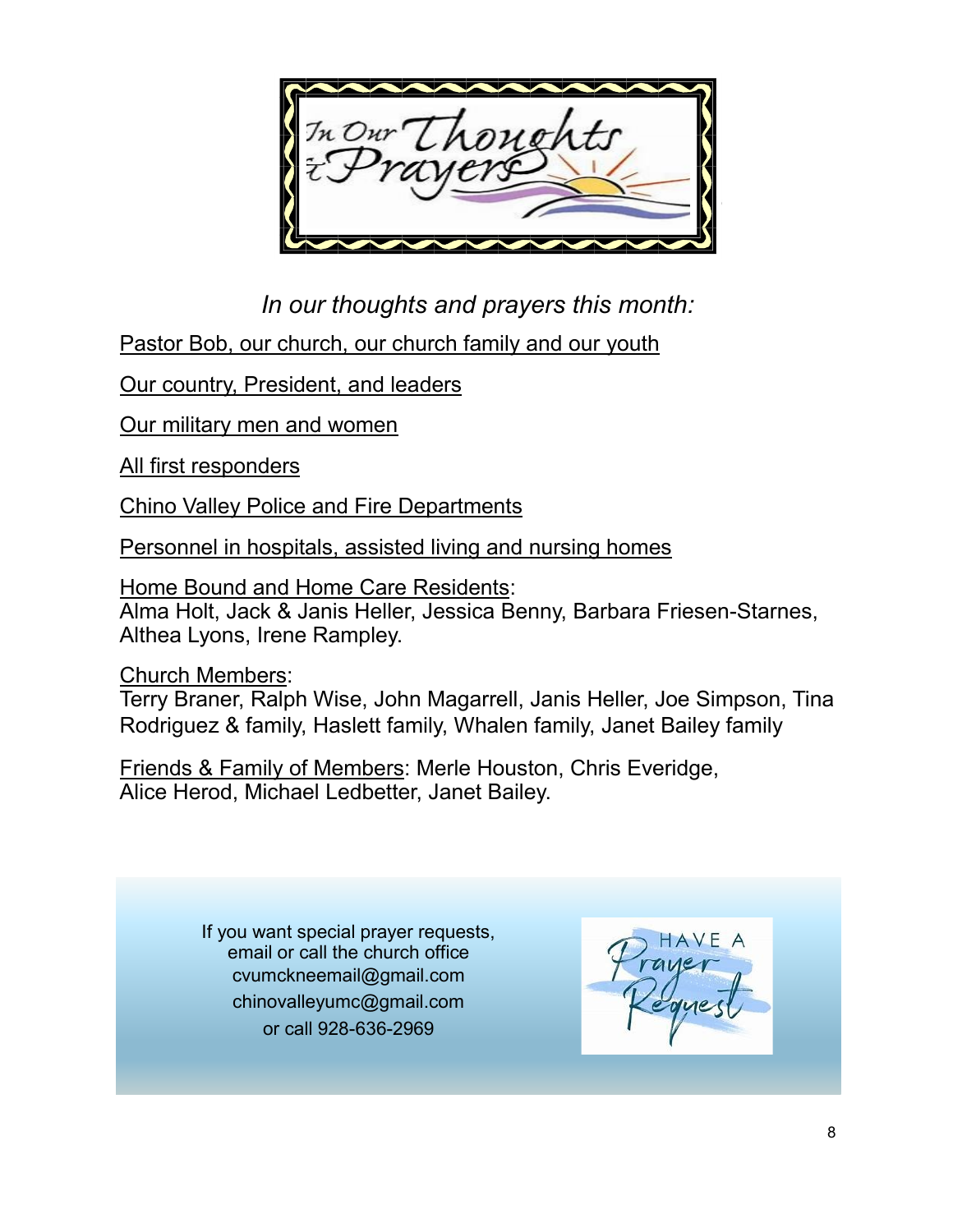# In Our Thoughts & Prayers

*In our thoughts and prayers this month:*

Pastor Bob, our church, our church family and our youth

Our country, President, and leaders

Our military men and women

All first responders

Chino Valley Police and Fire Departments

Personnel in hospitals, assisted living and nursing homes

Home Bound and Home Care Residents:
Alma Holt, Jack & Janis Heller, Jessica Benny, Barbara Friesen-Starnes, Althea Lyons, Irene Rampley.

Church Members:
Terry Braner, Ralph Wise, John Magarrell, Janis Heller, Joe Simpson, Tina Rodriguez & family, Haslett family, Whalen family, Janet Bailey family

Friends & Family of Members: Merle Houston, Chris Everidge, Alice Herod, Michael Ledbetter, Janet Bailey.

If you want special prayer requests,
email or call the church office
cvumckneemail@gmail.com
chinovalleyumc@gmail.com
or call 928-636-2969

HAVE A Prayer Request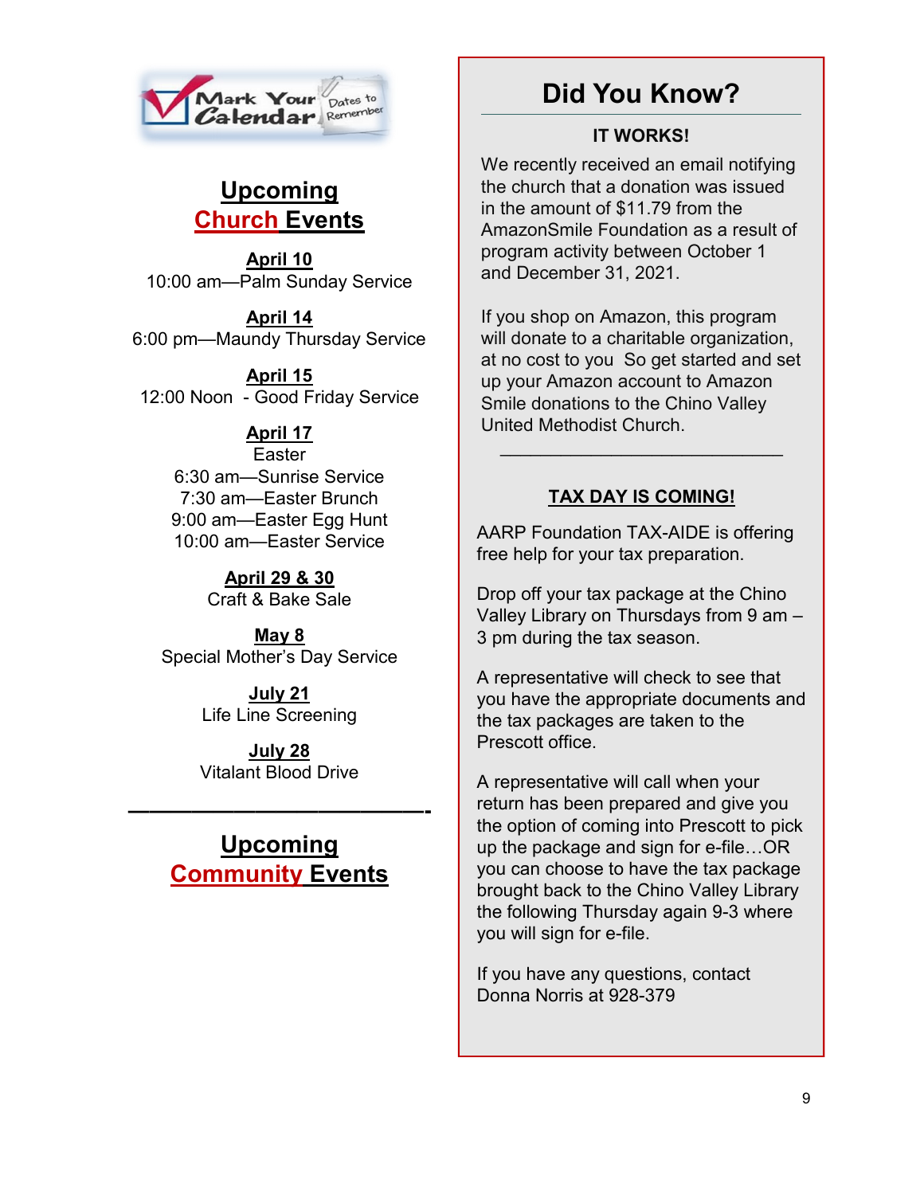Mark Your Calendar — Dates to Remember

## Upcoming Church Events

**April 10**
10:00 am—Palm Sunday Service

**April 14**
6:00 pm—Maundy Thursday Service

**April 15**
12:00 Noon - Good Friday Service

**April 17**
Easter
6:30 am—Sunrise Service
7:30 am—Easter Brunch
9:00 am—Easter Egg Hunt
10:00 am—Easter Service

**April 29 & 30**
Craft & Bake Sale

**May 8**
Special Mother's Day Service

**July 21**
Life Line Screening

**July 28**
Vitalant Blood Drive

---

## Upcoming Community Events

## Did You Know?

**IT WORKS!**

We recently received an email notifying the church that a donation was issued in the amount of $11.79 from the AmazonSmile Foundation as a result of program activity between October 1 and December 31, 2021.

If you shop on Amazon, this program will donate to a charitable organization, at no cost to you So get started and set up your Amazon account to Amazon Smile donations to the Chino Valley United Methodist Church.

---

**TAX DAY IS COMING!**

AARP Foundation TAX-AIDE is offering free help for your tax preparation.

Drop off your tax package at the Chino Valley Library on Thursdays from 9 am – 3 pm during the tax season.

A representative will check to see that you have the appropriate documents and the tax packages are taken to the Prescott office.

A representative will call when your return has been prepared and give you the option of coming into Prescott to pick up the package and sign for e-file…OR you can choose to have the tax package brought back to the Chino Valley Library the following Thursday again 9-3 where you will sign for e-file.

If you have any questions, contact Donna Norris at 928-379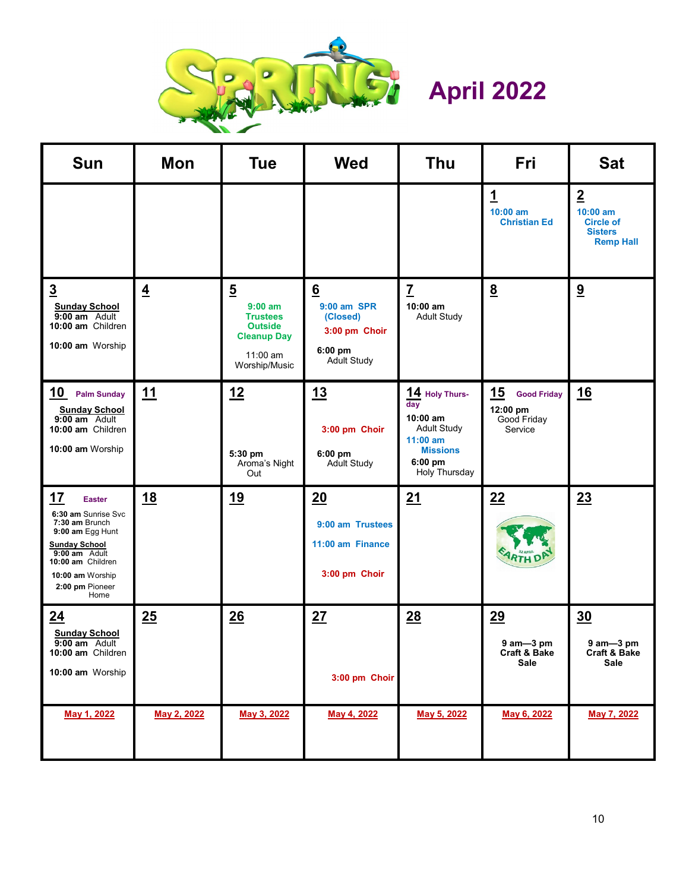# SPRING April 2022

| Sun | Mon | Tue | Wed | Thu | Fri | Sat |
|---|---|---|---|---|---|---|
| | | | | | **1** 10:00 am Christian Ed | **2** 10:00 am Circle of Sisters Remp Hall |
| **3** Sunday School 9:00 am Adult 10:00 am Children 10:00 am Worship | **4** | **5** 9:00 am Trustees Outside Cleanup Day 11:00 am Worship/Music | **6** 9:00 am SPR (Closed) 3:00 pm Choir 6:00 pm Adult Study | **7** 10:00 am Adult Study | **8** | **9** |
| **10** Palm Sunday Sunday School 9:00 am Adult 10:00 am Children 10:00 am Worship | **11** | **12** 5:30 pm Aroma's Night Out | **13** 3:00 pm Choir 6:00 pm Adult Study | **14** Holy Thursday 10:00 am Adult Study 11:00 am Missions 6:00 pm Holy Thursday | **15** Good Friday 12:00 pm Good Friday Service | **16** |
| **17** Easter 6:30 am Sunrise Svc 7:30 am Brunch 9:00 am Egg Hunt Sunday School 9:00 am Adult 10:00 am Children 10:00 am Worship 2:00 pm Pioneer Home | **18** | **19** | **20** 9:00 am Trustees 11:00 am Finance 3:00 pm Choir | **21** | **22** Earth Day 22 April | **23** |
| **24** Sunday School 9:00 am Adult 10:00 am Children 10:00 am Worship | **25** | **26** | **27** 3:00 pm Choir | **28** | **29** 9 am—3 pm Craft & Bake Sale | **30** 9 am—3 pm Craft & Bake Sale |
| May 1, 2022 | May 2, 2022 | May 3, 2022 | May 4, 2022 | May 5, 2022 | May 6, 2022 | May 7, 2022 |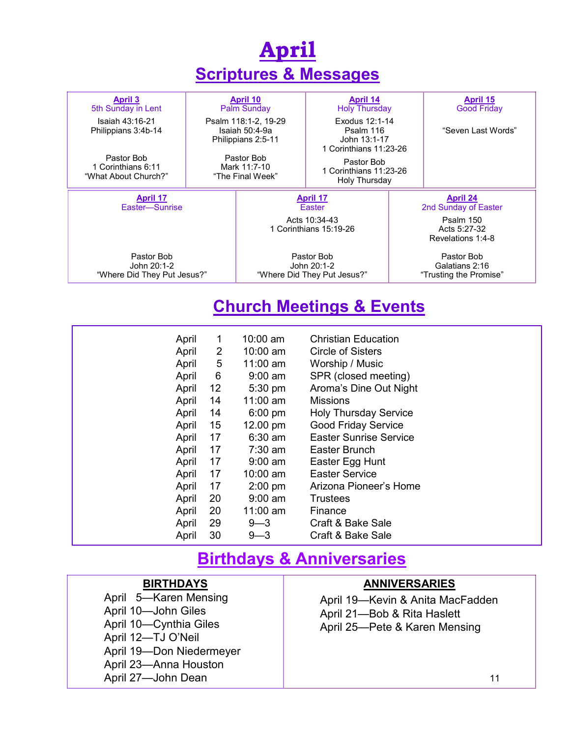# April

## Scriptures & Messages

| April 3<br>5th Sunday in Lent | April 10<br>Palm Sunday | April 14<br>Holy Thursday | April 15<br>Good Friday |
|---|---|---|---|
| Isaiah 43:16-21<br>Philippians 3:4b-14<br><br>Pastor Bob<br>1 Corinthians 6:11<br>“What About Church?” | Psalm 118:1-2, 19-29<br>Isaiah 50:4-9a<br>Philippians 2:5-11<br><br>Pastor Bob<br>Mark 11:7-10<br>“The Final Week” | Exodus 12:1-14<br>Psalm 116<br>John 13:1-17<br>1 Corinthians 11:23-26<br><br>Pastor Bob<br>1 Corinthians 11:23-26<br>Holy Thursday | “Seven Last Words” |

| April 17<br>Easter—Sunrise | April 17<br>Easter | April 24<br>2nd Sunday of Easter |
|---|---|---|
| Pastor Bob<br>John 20:1-2<br>“Where Did They Put Jesus?” | Acts 10:34-43<br>1 Corinthians 15:19-26<br><br>Pastor Bob<br>John 20:1-2<br>“Where Did They Put Jesus?” | Psalm 150<br>Acts 5:27-32<br>Revelations 1:4-8<br><br>Pastor Bob<br>Galatians 2:16<br>“Trusting the Promise” |

## Church Meetings & Events

| Month | Day | Time | Event |
|---|---|---|---|
| April | 1 | 10:00 am | Christian Education |
| April | 2 | 10:00 am | Circle of Sisters |
| April | 5 | 11:00 am | Worship / Music |
| April | 6 | 9:00 am | SPR (closed meeting) |
| April | 12 | 5:30 pm | Aroma’s Dine Out Night |
| April | 14 | 11:00 am | Missions |
| April | 14 | 6:00 pm | Holy Thursday Service |
| April | 15 | 12.00 pm | Good Friday Service |
| April | 17 | 6:30 am | Easter Sunrise Service |
| April | 17 | 7:30 am | Easter Brunch |
| April | 17 | 9:00 am | Easter Egg Hunt |
| April | 17 | 10:00 am | Easter Service |
| April | 17 | 2:00 pm | Arizona Pioneer’s Home |
| April | 20 | 9:00 am | Trustees |
| April | 20 | 11:00 am | Finance |
| April | 29 | 9—3 | Craft & Bake Sale |
| April | 30 | 9—3 | Craft & Bake Sale |

## Birthdays & Anniversaries

**BIRTHDAYS**

April 5—Karen Mensing
April 10—John Giles
April 10—Cynthia Giles
April 12—TJ O’Neil
April 19—Don Niedermeyer
April 23—Anna Houston
April 27—John Dean

**ANNIVERSARIES**

April 19—Kevin & Anita MacFadden
April 21—Bob & Rita Haslett
April 25—Pete & Karen Mensing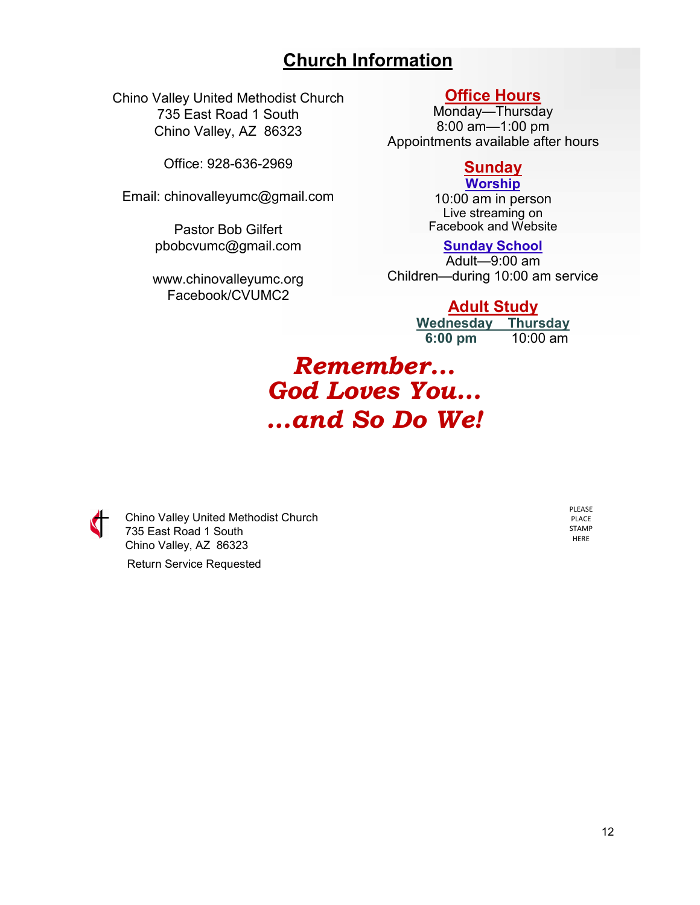# Church Information

Chino Valley United Methodist Church
735 East Road 1 South
Chino Valley, AZ 86323

Office: 928-636-2969

Email: chinovalleyumc@gmail.com

Pastor Bob Gilfert
pbobcvumc@gmail.com

www.chinovalleyumc.org
Facebook/CVUMC2

## Office Hours

Monday—Thursday
8:00 am—1:00 pm
Appointments available after hours

## Sunday

### Worship

10:00 am in person
Live streaming on
Facebook and Website

### Sunday School

Adult—9:00 am
Children—during 10:00 am service

## Adult Study

| Wednesday | Thursday |
|---|---|
| **6:00 pm** | 10:00 am |

***Remember…***
***God Loves You…***
***…and So Do We!***

Chino Valley United Methodist Church
735 East Road 1 South
Chino Valley, AZ 86323

Return Service Requested

PLEASE PLACE STAMP HERE